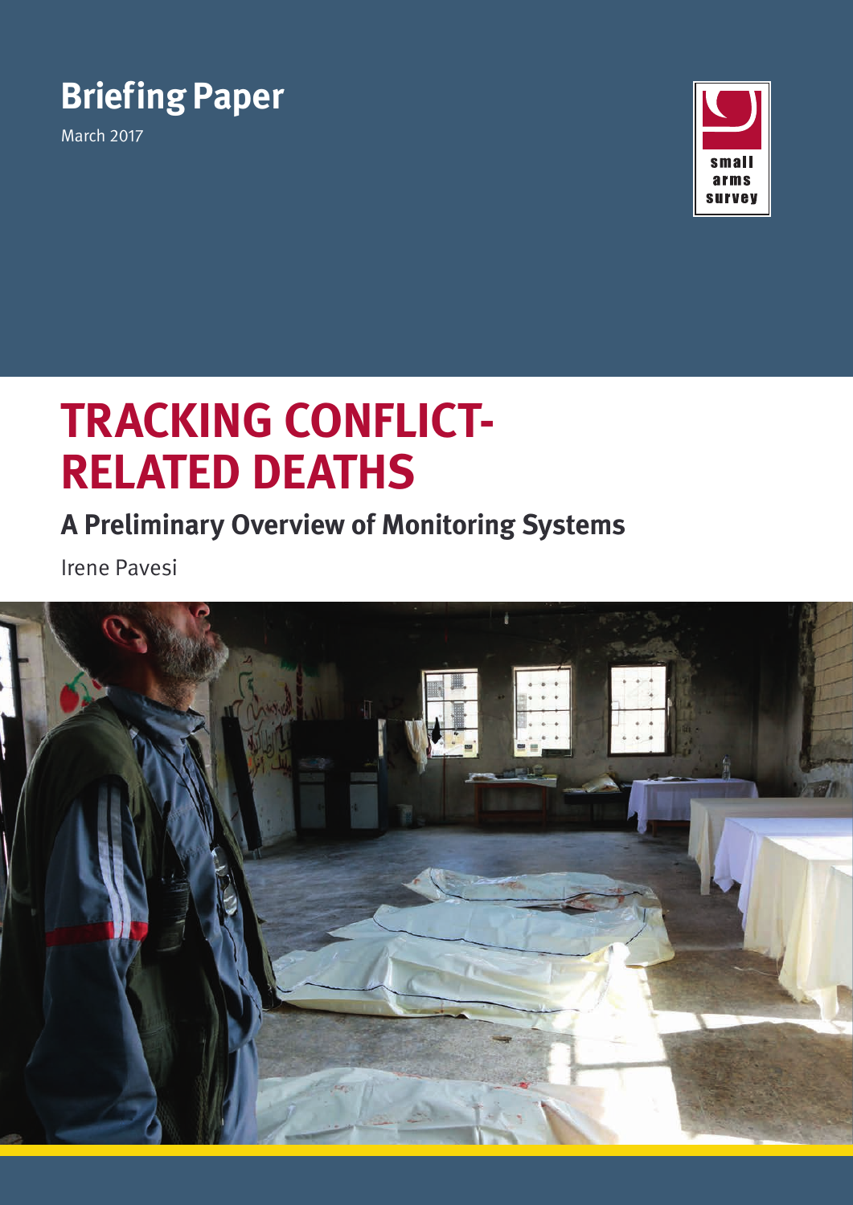Briefing Paper

March 2017

small arms survey

# TRACKING CONFLICT-RELATED DEATHS

## A Preliminary Overview of Monitoring Systems

Irene Pavesi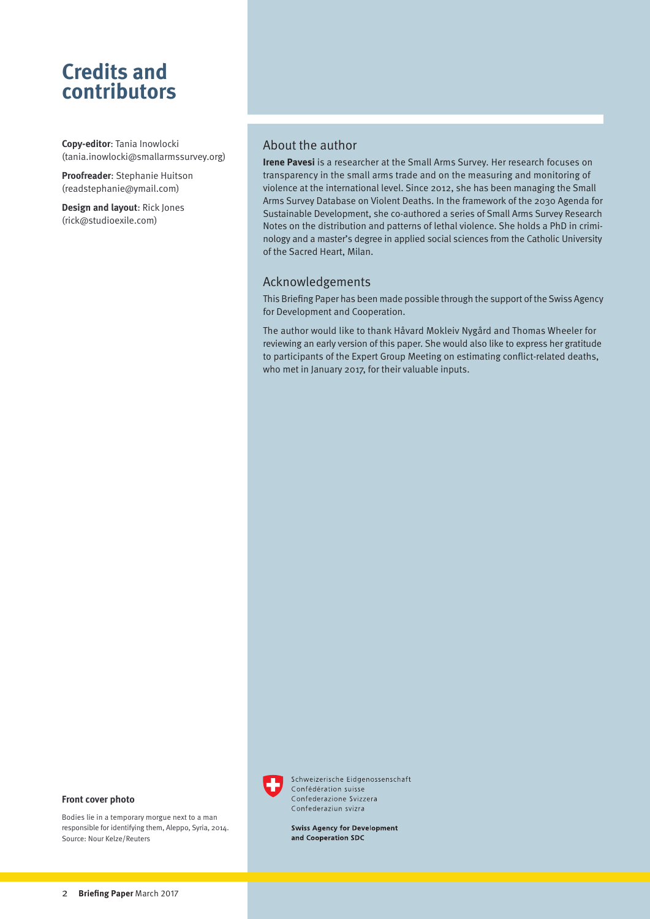# Credits and contributors

**Copy-editor**: Tania Inowlocki (tania.inowlocki@smallarmssurvey.org)

**Proofreader**: Stephanie Huitson (readstephanie@ymail.com)

**Design and layout**: Rick Jones (rick@studioexile.com)

## About the author

**Irene Pavesi** is a researcher at the Small Arms Survey. Her research focuses on transparency in the small arms trade and on the measuring and monitoring of violence at the international level. Since 2012, she has been managing the Small Arms Survey Database on Violent Deaths. In the framework of the 2030 Agenda for Sustainable Development, she co-authored a series of Small Arms Survey Research Notes on the distribution and patterns of lethal violence. She holds a PhD in criminology and a master's degree in applied social sciences from the Catholic University of the Sacred Heart, Milan.

## Acknowledgements

This Briefing Paper has been made possible through the support of the Swiss Agency for Development and Cooperation.

The author would like to thank Håvard Mokleiv Nygård and Thomas Wheeler for reviewing an early version of this paper. She would also like to express her gratitude to participants of the Expert Group Meeting on estimating conflict-related deaths, who met in January 2017, for their valuable inputs.

Schweizerische Eidgenossenschaft
Confédération suisse
Confederazione Svizzera
Confederaziun svizra

**Swiss Agency for Development and Cooperation SDC**

**Front cover photo**

Bodies lie in a temporary morgue next to a man responsible for identifying them, Aleppo, Syria, 2014. Source: Nour Kelze/Reuters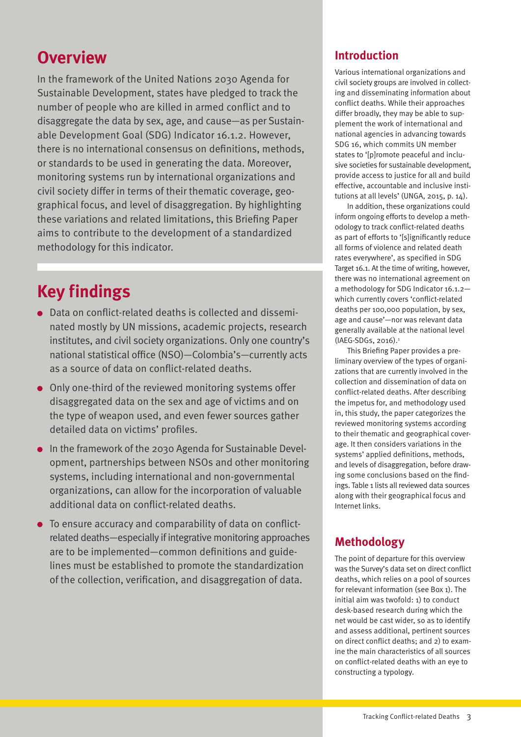## Overview

In the framework of the United Nations 2030 Agenda for Sustainable Development, states have pledged to track the number of people who are killed in armed conflict and to disaggregate the data by sex, age, and cause—as per Sustainable Development Goal (SDG) Indicator 16.1.2. However, there is no international consensus on definitions, methods, or standards to be used in generating the data. Moreover, monitoring systems run by international organizations and civil society differ in terms of their thematic coverage, geographical focus, and level of disaggregation. By highlighting these variations and related limitations, this Briefing Paper aims to contribute to the development of a standardized methodology for this indicator.

## Key findings

- Data on conflict-related deaths is collected and disseminated mostly by UN missions, academic projects, research institutes, and civil society organizations. Only one country's national statistical office (NSO)—Colombia's—currently acts as a source of data on conflict-related deaths.
- Only one-third of the reviewed monitoring systems offer disaggregated data on the sex and age of victims and on the type of weapon used, and even fewer sources gather detailed data on victims' profiles.
- In the framework of the 2030 Agenda for Sustainable Development, partnerships between NSOs and other monitoring systems, including international and non-governmental organizations, can allow for the incorporation of valuable additional data on conflict-related deaths.
- To ensure accuracy and comparability of data on conflict-related deaths—especially if integrative monitoring approaches are to be implemented—common definitions and guidelines must be established to promote the standardization of the collection, verification, and disaggregation of data.

## Introduction

Various international organizations and civil society groups are involved in collecting and disseminating information about conflict deaths. While their approaches differ broadly, they may be able to supplement the work of international and national agencies in advancing towards SDG 16, which commits UN member states to '[p]romote peaceful and inclusive societies for sustainable development, provide access to justice for all and build effective, accountable and inclusive institutions at all levels' (UNGA, 2015, p. 14).

In addition, these organizations could inform ongoing efforts to develop a methodology to track conflict-related deaths as part of efforts to '[s]ignificantly reduce all forms of violence and related death rates everywhere', as specified in SDG Target 16.1. At the time of writing, however, there was no international agreement on a methodology for SDG Indicator 16.1.2—which currently covers 'conflict-related deaths per 100,000 population, by sex, age and cause'—nor was relevant data generally available at the national level (IAEG-SDGs, 2016).[1]

This Briefing Paper provides a preliminary overview of the types of organizations that are currently involved in the collection and dissemination of data on conflict-related deaths. After describing the impetus for, and methodology used in, this study, the paper categorizes the reviewed monitoring systems according to their thematic and geographical coverage. It then considers variations in the systems' applied definitions, methods, and levels of disaggregation, before drawing some conclusions based on the findings. Table 1 lists all reviewed data sources along with their geographical focus and Internet links.

## Methodology

The point of departure for this overview was the Survey's data set on direct conflict deaths, which relies on a pool of sources for relevant information (see Box 1). The initial aim was twofold: 1) to conduct desk-based research during which the net would be cast wider, so as to identify and assess additional, pertinent sources on direct conflict deaths; and 2) to examine the main characteristics of all sources on conflict-related deaths with an eye to constructing a typology.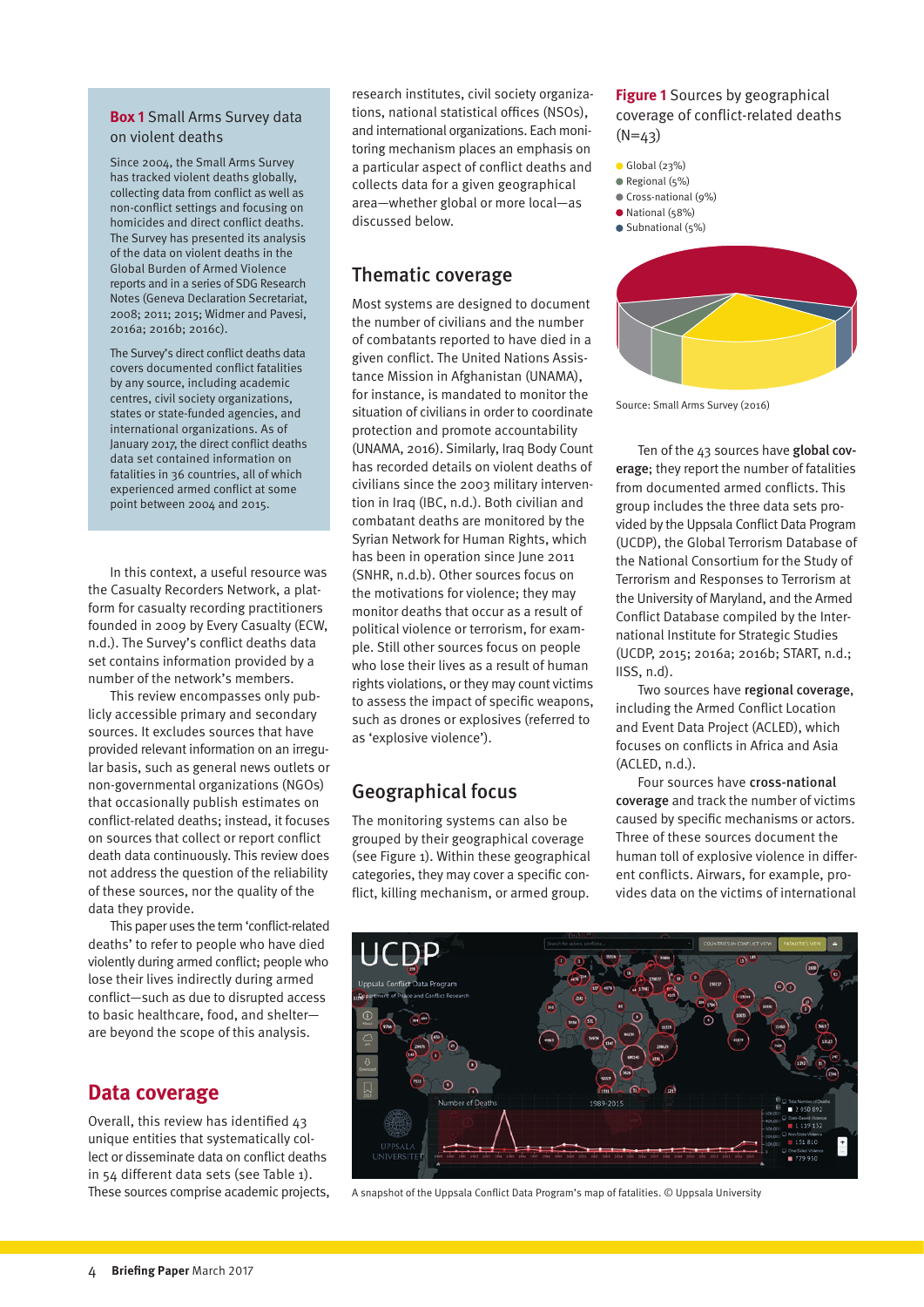**Box 1** Small Arms Survey data on violent deaths

Since 2004, the Small Arms Survey has tracked violent deaths globally, collecting data from conflict as well as non-conflict settings and focusing on homicides and direct conflict deaths. The Survey has presented its analysis of the data on violent deaths in the Global Burden of Armed Violence reports and in a series of SDG Research Notes (Geneva Declaration Secretariat, 2008; 2011; 2015; Widmer and Pavesi, 2016a; 2016b; 2016c).

The Survey's direct conflict deaths data covers documented conflict fatalities by any source, including academic centres, civil society organizations, states or state-funded agencies, and international organizations. As of January 2017, the direct conflict deaths data set contained information on fatalities in 36 countries, all of which experienced armed conflict at some point between 2004 and 2015.

In this context, a useful resource was the Casualty Recorders Network, a platform for casualty recording practitioners founded in 2009 by Every Casualty (ECW, n.d.). The Survey's conflict deaths data set contains information provided by a number of the network's members.

This review encompasses only publicly accessible primary and secondary sources. It excludes sources that have provided relevant information on an irregular basis, such as general news outlets or non-governmental organizations (NGOs) that occasionally publish estimates on conflict-related deaths; instead, it focuses on sources that collect or report conflict death data continuously. This review does not address the question of the reliability of these sources, nor the quality of the data they provide.

This paper uses the term 'conflict-related deaths' to refer to people who have died violently during armed conflict; people who lose their lives indirectly during armed conflict—such as due to disrupted access to basic healthcare, food, and shelter—are beyond the scope of this analysis.

## Data coverage

Overall, this review has identified 43 unique entities that systematically collect or disseminate data on conflict deaths in 54 different data sets (see Table 1). These sources comprise academic projects, research institutes, civil society organizations, national statistical offices (NSOs), and international organizations. Each monitoring mechanism places an emphasis on a particular aspect of conflict deaths and collects data for a given geographical area—whether global or more local—as discussed below.

## Thematic coverage

Most systems are designed to document the number of civilians and the number of combatants reported to have died in a given conflict. The United Nations Assistance Mission in Afghanistan (UNAMA), for instance, is mandated to monitor the situation of civilians in order to coordinate protection and promote accountability (UNAMA, 2016). Similarly, Iraq Body Count has recorded details on violent deaths of civilians since the 2003 military intervention in Iraq (IBC, n.d.). Both civilian and combatant deaths are monitored by the Syrian Network for Human Rights, which has been in operation since June 2011 (SNHR, n.d.b). Other sources focus on the motivations for violence; they may monitor deaths that occur as a result of political violence or terrorism, for example. Still other sources focus on people who lose their lives as a result of human rights violations, or they may count victims to assess the impact of specific weapons, such as drones or explosives (referred to as 'explosive violence').

## Geographical focus

The monitoring systems can also be grouped by their geographical coverage (see Figure 1). Within these geographical categories, they may cover a specific conflict, killing mechanism, or armed group.

**Figure 1** Sources by geographical coverage of conflict-related deaths (N=43)

- Global (23%)
- Regional (5%)
- Cross-national (9%)
- National (58%)
- Subnational (5%)

Source: Small Arms Survey (2016)

Ten of the 43 sources have **global coverage**; they report the number of fatalities from documented armed conflicts. This group includes the three data sets provided by the Uppsala Conflict Data Program (UCDP), the Global Terrorism Database of the National Consortium for the Study of Terrorism and Responses to Terrorism at the University of Maryland, and the Armed Conflict Database compiled by the International Institute for Strategic Studies (UCDP, 2015; 2016a; 2016b; START, n.d.; IISS, n.d).

Two sources have **regional coverage**, including the Armed Conflict Location and Event Data Project (ACLED), which focuses on conflicts in Africa and Asia (ACLED, n.d.).

Four sources have **cross-national coverage** and track the number of victims caused by specific mechanisms or actors. Three of these sources document the human toll of explosive violence in different conflicts. Airwars, for example, provides data on the victims of international

A snapshot of the Uppsala Conflict Data Program's map of fatalities. © Uppsala University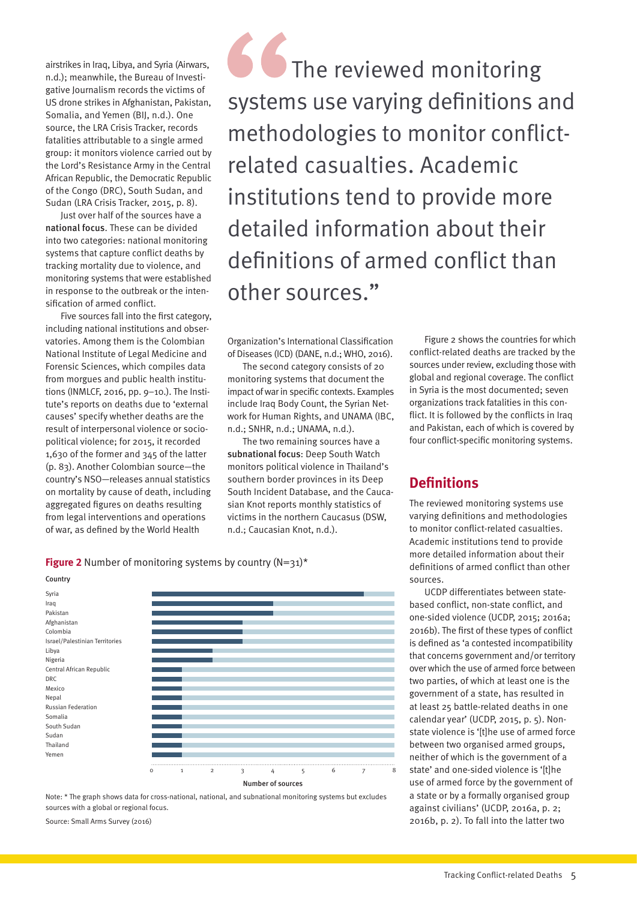airstrikes in Iraq, Libya, and Syria (Airwars, n.d.); meanwhile, the Bureau of Investigative Journalism records the victims of US drone strikes in Afghanistan, Pakistan, Somalia, and Yemen (BIJ, n.d.). One source, the LRA Crisis Tracker, records fatalities attributable to a single armed group: it monitors violence carried out by the Lord's Resistance Army in the Central African Republic, the Democratic Republic of the Congo (DRC), South Sudan, and Sudan (LRA Crisis Tracker, 2015, p. 8).

Just over half of the sources have a **national focus**. These can be divided into two categories: national monitoring systems that capture conflict deaths by tracking mortality due to violence, and monitoring systems that were established in response to the outbreak or the intensification of armed conflict.

Five sources fall into the first category, including national institutions and observatories. Among them is the Colombian National Institute of Legal Medicine and Forensic Sciences, which compiles data from morgues and public health institutions (INMLCF, 2016, pp. 9–10). The Institute's reports on deaths due to 'external causes' specify whether deaths are the result of interpersonal violence or socio-political violence; for 2015, it recorded 1,630 of the former and 345 of the latter (p. 83). Another Colombian source—the country's NSO—releases annual statistics on mortality by cause of death, including aggregated figures on deaths resulting from legal interventions and operations of war, as defined by the World Health Organization's International Classification of Diseases (ICD) (DANE, n.d.; WHO, 2016).

> "The reviewed monitoring systems use varying definitions and methodologies to monitor conflict-related casualties. Academic institutions tend to provide more detailed information about their definitions of armed conflict than other sources."

The second category consists of 20 monitoring systems that document the impact of war in specific contexts. Examples include Iraq Body Count, the Syrian Network for Human Rights, and UNAMA (IBC, n.d.; SNHR, n.d.; UNAMA, n.d.).

The two remaining sources have a **subnational focus**: Deep South Watch monitors political violence in Thailand's southern border provinces in its Deep South Incident Database, and the Caucasian Knot reports monthly statistics of victims in the northern Caucasus (DSW, n.d.; Caucasian Knot, n.d.).

Figure 2 shows the countries for which conflict-related deaths are tracked by the sources under review, excluding those with global and regional coverage. The conflict in Syria is the most documented; seven organizations track fatalities in this conflict. It is followed by the conflicts in Iraq and Pakistan, each of which is covered by four conflict-specific monitoring systems.

**Figure 2** Number of monitoring systems by country (N=31)*

| Country | Number of sources |
|---|---|
| Syria | 7 |
| Iraq | 4 |
| Pakistan | 4 |
| Afghanistan | 3 |
| Colombia | 3 |
| Israel/Palestinian Territories | 3 |
| Libya | 2 |
| Nigeria | 2 |
| Central African Republic | 1 |
| DRC | 1 |
| Mexico | 1 |
| Nepal | 1 |
| Russian Federation | 1 |
| Somalia | 1 |
| South Sudan | 1 |
| Sudan | 1 |
| Thailand | 1 |
| Yemen | 1 |

Note: * The graph shows data for cross-national, national, and subnational monitoring systems but excludes sources with a global or regional focus.

Source: Small Arms Survey (2016)

## Definitions

The reviewed monitoring systems use varying definitions and methodologies to monitor conflict-related casualties. Academic institutions tend to provide more detailed information about their definitions of armed conflict than other sources.

UCDP differentiates between state-based conflict, non-state conflict, and one-sided violence (UCDP, 2015; 2016a; 2016b). The first of these types of conflict is defined as 'a contested incompatibility that concerns government and/or territory over which the use of armed force between two parties, of which at least one is the government of a state, has resulted in at least 25 battle-related deaths in one calendar year' (UCDP, 2015, p. 5). Non-state violence is '[t]he use of armed force between two organised armed groups, neither of which is the government of a state' and one-sided violence is '[t]he use of armed force by the government of a state or by a formally organised group against civilians' (UCDP, 2016a, p. 2; 2016b, p. 2). To fall into the latter two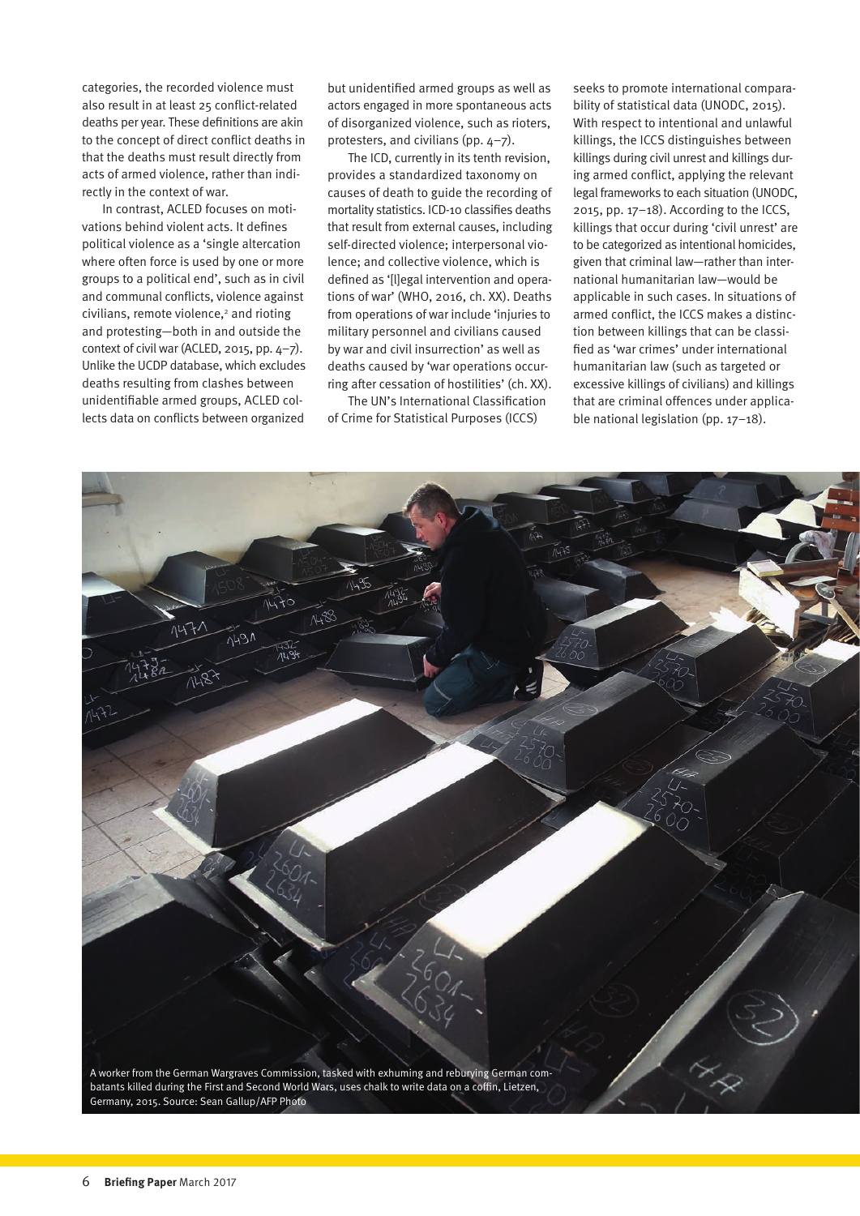categories, the recorded violence must also result in at least 25 conflict-related deaths per year. These definitions are akin to the concept of direct conflict deaths in that the deaths must result directly from acts of armed violence, rather than indirectly in the context of war.

In contrast, ACLED focuses on motivations behind violent acts. It defines political violence as a 'single altercation where often force is used by one or more groups to a political end', such as in civil and communal conflicts, violence against civilians, remote violence,[2] and rioting and protesting—both in and outside the context of civil war (ACLED, 2015, pp. 4–7). Unlike the UCDP database, which excludes deaths resulting from clashes between unidentifiable armed groups, ACLED collects data on conflicts between organized but unidentified armed groups as well as actors engaged in more spontaneous acts of disorganized violence, such as rioters, protesters, and civilians (pp. 4–7).

The ICD, currently in its tenth revision, provides a standardized taxonomy on causes of death to guide the recording of mortality statistics. ICD-10 classifies deaths that result from external causes, including self-directed violence; interpersonal violence; and collective violence, which is defined as '[l]egal intervention and operations of war' (WHO, 2016, ch. XX). Deaths from operations of war include 'injuries to military personnel and civilians caused by war and civil insurrection' as well as deaths caused by 'war operations occurring after cessation of hostilities' (ch. XX).

The UN's International Classification of Crime for Statistical Purposes (ICCS) seeks to promote international comparability of statistical data (UNODC, 2015). With respect to intentional and unlawful killings, the ICCS distinguishes between killings during civil unrest and killings during armed conflict, applying the relevant legal frameworks to each situation (UNODC, 2015, pp. 17–18). According to the ICCS, killings that occur during 'civil unrest' are to be categorized as intentional homicides, given that criminal law—rather than international humanitarian law—would be applicable in such cases. In situations of armed conflict, the ICCS makes a distinction between killings that can be classified as 'war crimes' under international humanitarian law (such as targeted or excessive killings of civilians) and killings that are criminal offences under applicable national legislation (pp. 17–18).

A worker from the German Wargraves Commission, tasked with exhuming and reburying German combatants killed during the First and Second World Wars, uses chalk to write data on a coffin, Lietzen, Germany, 2015. Source: Sean Gallup/AFP Photo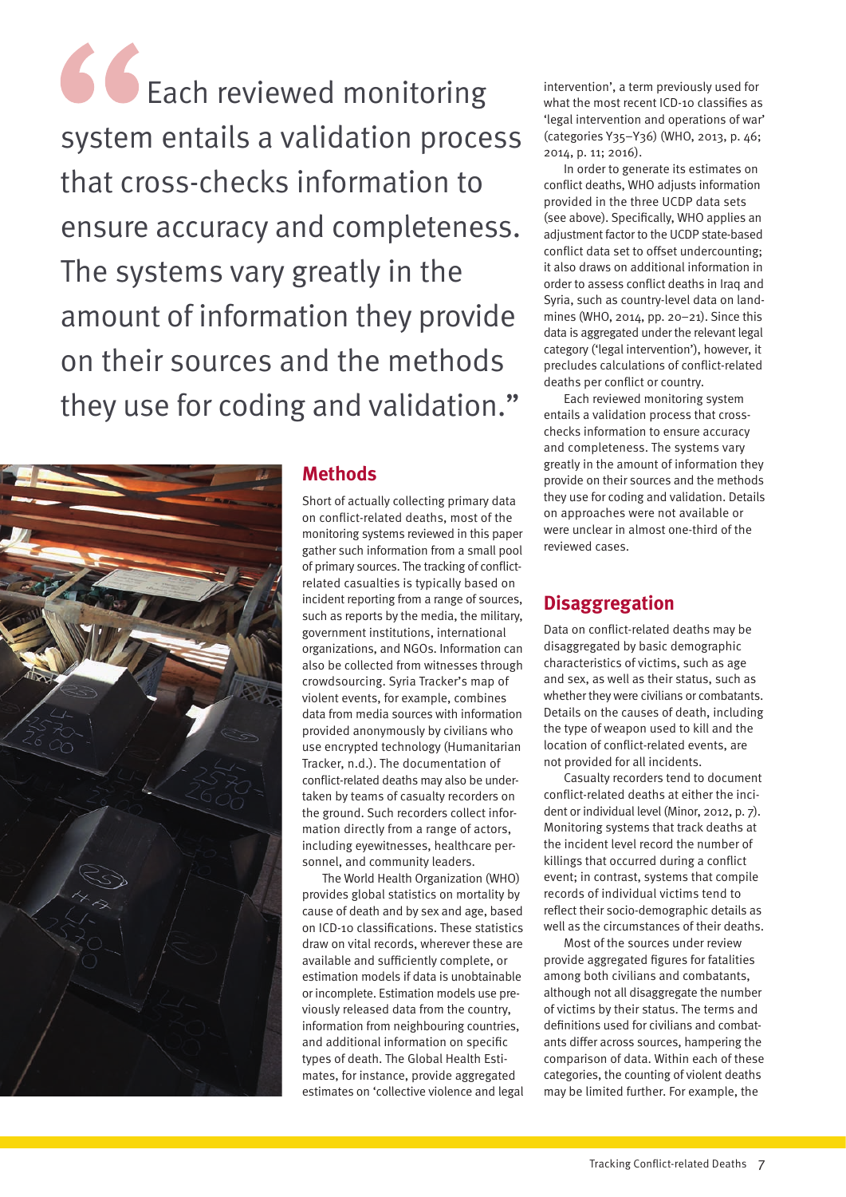> Each reviewed monitoring system entails a validation process that cross-checks information to ensure accuracy and completeness. The systems vary greatly in the amount of information they provide on their sources and the methods they use for coding and validation.

## Methods

Short of actually collecting primary data on conflict-related deaths, most of the monitoring systems reviewed in this paper gather such information from a small pool of primary sources. The tracking of conflict-related casualties is typically based on incident reporting from a range of sources, such as reports by the media, the military, government institutions, international organizations, and NGOs. Information can also be collected from witnesses through crowdsourcing. Syria Tracker's map of violent events, for example, combines data from media sources with information provided anonymously by civilians who use encrypted technology (Humanitarian Tracker, n.d.). The documentation of conflict-related deaths may also be undertaken by teams of casualty recorders on the ground. Such recorders collect information directly from a range of actors, including eyewitnesses, healthcare personnel, and community leaders.

The World Health Organization (WHO) provides global statistics on mortality by cause of death and by sex and age, based on ICD-10 classifications. These statistics draw on vital records, wherever these are available and sufficiently complete, or estimation models if data is unobtainable or incomplete. Estimation models use previously released data from the country, information from neighbouring countries, and additional information on specific types of death. The Global Health Estimates, for instance, provide aggregated estimates on 'collective violence and legal intervention', a term previously used for what the most recent ICD-10 classifies as 'legal intervention and operations of war' (categories Y35–Y36) (WHO, 2013, p. 46; 2014, p. 11; 2016).

In order to generate its estimates on conflict deaths, WHO adjusts information provided in the three UCDP data sets (see above). Specifically, WHO applies an adjustment factor to the UCDP state-based conflict data set to offset undercounting; it also draws on additional information in order to assess conflict deaths in Iraq and Syria, such as country-level data on landmines (WHO, 2014, pp. 20–21). Since this data is aggregated under the relevant legal category ('legal intervention'), however, it precludes calculations of conflict-related deaths per conflict or country.

Each reviewed monitoring system entails a validation process that cross-checks information to ensure accuracy and completeness. The systems vary greatly in the amount of information they provide on their sources and the methods they use for coding and validation. Details on approaches were not available or were unclear in almost one-third of the reviewed cases.

## Disaggregation

Data on conflict-related deaths may be disaggregated by basic demographic characteristics of victims, such as age and sex, as well as their status, such as whether they were civilians or combatants. Details on the causes of death, including the type of weapon used to kill and the location of conflict-related events, are not provided for all incidents.

Casualty recorders tend to document conflict-related deaths at either the incident or individual level (Minor, 2012, p. 7). Monitoring systems that track deaths at the incident level record the number of killings that occurred during a conflict event; in contrast, systems that compile records of individual victims tend to reflect their socio-demographic details as well as the circumstances of their deaths.

Most of the sources under review provide aggregated figures for fatalities among both civilians and combatants, although not all disaggregate the number of victims by their status. The terms and definitions used for civilians and combatants differ across sources, hampering the comparison of data. Within each of these categories, the counting of violent deaths may be limited further. For example, the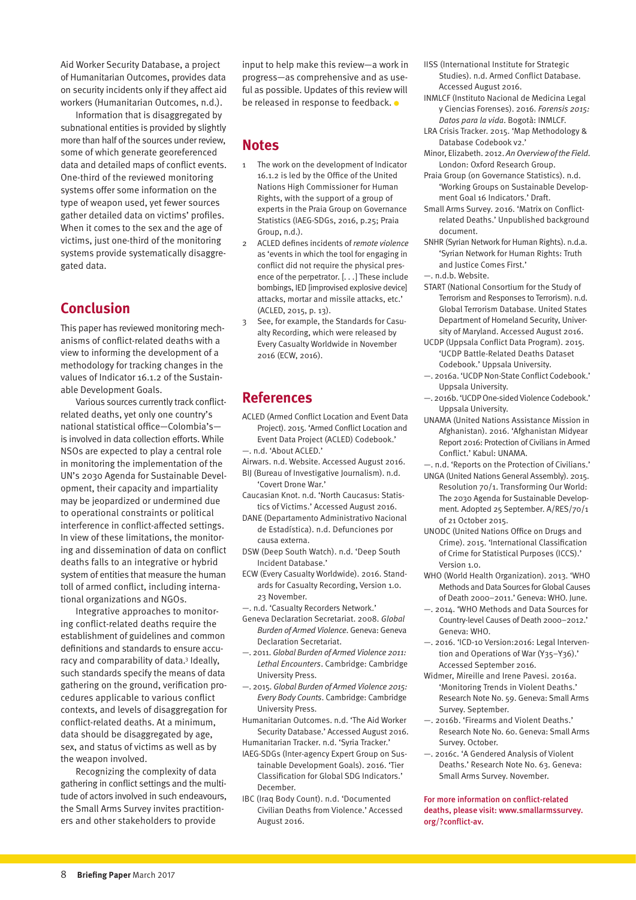Aid Worker Security Database, a project of Humanitarian Outcomes, provides data on security incidents only if they affect aid workers (Humanitarian Outcomes, n.d.).

Information that is disaggregated by subnational entities is provided by slightly more than half of the sources under review, some of which generate georeferenced data and detailed maps of conflict events. One-third of the reviewed monitoring systems offer some information on the type of weapon used, yet fewer sources gather detailed data on victims' profiles. When it comes to the sex and the age of victims, just one-third of the monitoring systems provide systematically disaggregated data.

## Conclusion

This paper has reviewed monitoring mechanisms of conflict-related deaths with a view to informing the development of a methodology for tracking changes in the values of Indicator 16.1.2 of the Sustainable Development Goals.

Various sources currently track conflict-related deaths, yet only one country's national statistical office—Colombia's—is involved in data collection efforts. While NSOs are expected to play a central role in monitoring the implementation of the UN's 2030 Agenda for Sustainable Development, their capacity and impartiality may be jeopardized or undermined due to operational constraints or political interference in conflict-affected settings. In view of these limitations, the monitoring and dissemination of data on conflict deaths falls to an integrative or hybrid system of entities that measure the human toll of armed conflict, including international organizations and NGOs.

Integrative approaches to monitoring conflict-related deaths require the establishment of guidelines and common definitions and standards to ensure accuracy and comparability of data.[3] Ideally, such standards specify the means of data gathering on the ground, verification procedures applicable to various conflict contexts, and levels of disaggregation for conflict-related deaths. At a minimum, data should be disaggregated by age, sex, and status of victims as well as by the weapon involved.

Recognizing the complexity of data gathering in conflict settings and the multitude of actors involved in such endeavours, the Small Arms Survey invites practitioners and other stakeholders to provide input to help make this review—a work in progress—as comprehensive and as useful as possible. Updates of this review will be released in response to feedback.

## Notes

1. The work on the development of Indicator 16.1.2 is led by the Office of the United Nations High Commissioner for Human Rights, with the support of a group of experts in the Praia Group on Governance Statistics (IAEG-SDGs, 2016, p.25; Praia Group, n.d.).
2. ACLED defines incidents of *remote violence* as 'events in which the tool for engaging in conflict did not require the physical presence of the perpetrator. [. . .] These include bombings, IED [improvised explosive device] attacks, mortar and missile attacks, etc.' (ACLED, 2015, p. 13).
3. See, for example, the Standards for Casualty Recording, which were released by Every Casualty Worldwide in November 2016 (ECW, 2016).

## References

ACLED (Armed Conflict Location and Event Data Project). 2015. 'Armed Conflict Location and Event Data Project (ACLED) Codebook.'

—. n.d. 'About ACLED.'

Airwars. n.d. Website. Accessed August 2016.

BIJ (Bureau of Investigative Journalism). n.d. 'Covert Drone War.'

Caucasian Knot. n.d. 'North Caucasus: Statistics of Victims.' Accessed August 2016.

DANE (Departamento Administrativo Nacional de Estadística). n.d. Defunciones por causa externa.

DSW (Deep South Watch). n.d. 'Deep South Incident Database.'

ECW (Every Casualty Worldwide). 2016. Standards for Casualty Recording, Version 1.0. 23 November.

—. n.d. 'Casualty Recorders Network.'

Geneva Declaration Secretariat. 2008. *Global Burden of Armed Violence*. Geneva: Geneva Declaration Secretariat.

—. 2011. *Global Burden of Armed Violence 2011: Lethal Encounters*. Cambridge: Cambridge University Press.

—. 2015. *Global Burden of Armed Violence 2015: Every Body Counts*. Cambridge: Cambridge University Press.

Humanitarian Outcomes. n.d. 'The Aid Worker Security Database.' Accessed August 2016.

Humanitarian Tracker. n.d. 'Syria Tracker.'

IAEG-SDGs (Inter-agency Expert Group on Sustainable Development Goals). 2016. 'Tier Classification for Global SDG Indicators.' December.

IBC (Iraq Body Count). n.d. 'Documented Civilian Deaths from Violence.' Accessed August 2016.

IISS (International Institute for Strategic Studies). n.d. Armed Conflict Database. Accessed August 2016.

INMLCF (Instituto Nacional de Medicina Legal y Ciencias Forenses). 2016. *Forensis 2015: Datos para la vida*. Bogotà: INMLCF.

LRA Crisis Tracker. 2015. 'Map Methodology & Database Codebook v2.'

Minor, Elizabeth. 2012. *An Overview of the Field*. London: Oxford Research Group.

Praia Group (on Governance Statistics). n.d. 'Working Groups on Sustainable Development Goal 16 Indicators.' Draft.

Small Arms Survey. 2016. 'Matrix on Conflict-related Deaths.' Unpublished background document.

SNHR (Syrian Network for Human Rights). n.d.a. 'Syrian Network for Human Rights: Truth and Justice Comes First.'

—. n.d.b. Website.

START (National Consortium for the Study of Terrorism and Responses to Terrorism). n.d. Global Terrorism Database. United States Department of Homeland Security, University of Maryland. Accessed August 2016.

UCDP (Uppsala Conflict Data Program). 2015. 'UCDP Battle-Related Deaths Dataset Codebook.' Uppsala University.

—. 2016a. 'UCDP Non-State Conflict Codebook.' Uppsala University.

—. 2016b. 'UCDP One-sided Violence Codebook.' Uppsala University.

UNAMA (United Nations Assistance Mission in Afghanistan). 2016. 'Afghanistan Midyear Report 2016: Protection of Civilians in Armed Conflict.' Kabul: UNAMA.

—. n.d. 'Reports on the Protection of Civilians.'

UNGA (United Nations General Assembly). 2015. Resolution 70/1. Transforming Our World: The 2030 Agenda for Sustainable Development. Adopted 25 September. A/RES/70/1 of 21 October 2015.

UNODC (United Nations Office on Drugs and Crime). 2015. 'International Classification of Crime for Statistical Purposes (ICCS).' Version 1.0.

WHO (World Health Organization). 2013. 'WHO Methods and Data Sources for Global Causes of Death 2000–2011.' Geneva: WHO. June.

—. 2014. 'WHO Methods and Data Sources for Country-level Causes of Death 2000–2012.' Geneva: WHO.

—. 2016. 'ICD-10 Version:2016: Legal Intervention and Operations of War (Y35–Y36).' Accessed September 2016.

Widmer, Mireille and Irene Pavesi. 2016a. 'Monitoring Trends in Violent Deaths.' Research Note No. 59. Geneva: Small Arms Survey. September.

—. 2016b. 'Firearms and Violent Deaths.' Research Note No. 60. Geneva: Small Arms Survey. October.

—. 2016c. 'A Gendered Analysis of Violent Deaths.' Research Note No. 63. Geneva: Small Arms Survey. November.

For more information on conflict-related deaths, please visit: www.smallarmssurvey.org/?conflict-av.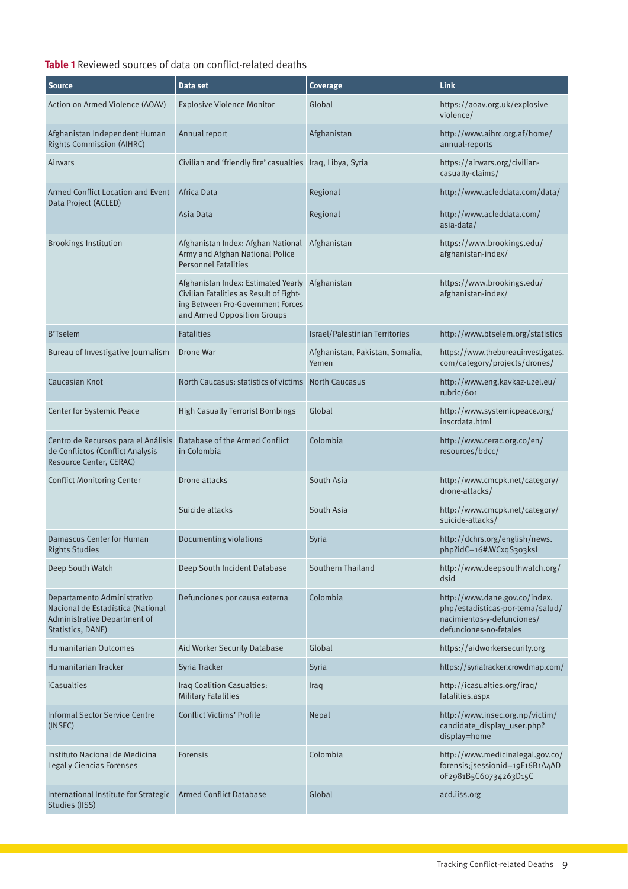**Table 1** Reviewed sources of data on conflict-related deaths

| Source | Data set | Coverage | Link |
|---|---|---|---|
| Action on Armed Violence (AOAV) | Explosive Violence Monitor | Global | https://aoav.org.uk/explosiveviolence/ |
| Afghanistan Independent Human Rights Commission (AIHRC) | Annual report | Afghanistan | http://www.aihrc.org.af/home/annual-reports |
| Airwars | Civilian and 'friendly fire' casualties | Iraq, Libya, Syria | https://airwars.org/civilian-casualty-claims/ |
| Armed Conflict Location and Event Data Project (ACLED) | Africa Data | Regional | http://www.acleddata.com/data/ |
| | Asia Data | Regional | http://www.acleddata.com/asia-data/ |
| Brookings Institution | Afghanistan Index: Afghan National Army and Afghan National Police Personnel Fatalities | Afghanistan | https://www.brookings.edu/afghanistan-index/ |
| | Afghanistan Index: Estimated Yearly Civilian Fatalities as Result of Fighting Between Pro-Government Forces and Armed Opposition Groups | Afghanistan | https://www.brookings.edu/afghanistan-index/ |
| B'Tselem | Fatalities | Israel/Palestinian Territories | http://www.btselem.org/statistics |
| Bureau of Investigative Journalism | Drone War | Afghanistan, Pakistan, Somalia, Yemen | https://www.thebureauinvestigates.com/category/projects/drones/ |
| Caucasian Knot | North Caucasus: statistics of victims | North Caucasus | http://www.eng.kavkaz-uzel.eu/rubric/601 |
| Center for Systemic Peace | High Casualty Terrorist Bombings | Global | http://www.systemicpeace.org/inscrdata.html |
| Centro de Recursos para el Análisis de Conflictos (Conflict Analysis Resource Center, CERAC) | Database of the Armed Conflict in Colombia | Colombia | http://www.cerac.org.co/en/resources/bdcc/ |
| Conflict Monitoring Center | Drone attacks | South Asia | http://www.cmcpk.net/category/drone-attacks/ |
| | Suicide attacks | South Asia | http://www.cmcpk.net/category/suicide-attacks/ |
| Damascus Center for Human Rights Studies | Documenting violations | Syria | http://dchrs.org/english/news.php?idC=16#.WCxqS303ksI |
| Deep South Watch | Deep South Incident Database | Southern Thailand | http://www.deepsouthwatch.org/dsid |
| Departamento Administrativo Nacional de Estadística (National Administrative Department of Statistics, DANE) | Defunciones por causa externa | Colombia | http://www.dane.gov.co/index.php/estadisticas-por-tema/salud/nacimientos-y-defunciones/defunciones-no-fetales |
| Humanitarian Outcomes | Aid Worker Security Database | Global | https://aidworkersecurity.org |
| Humanitarian Tracker | Syria Tracker | Syria | https://syriatracker.crowdmap.com/ |
| iCasualties | Iraq Coalition Casualties: Military Fatalities | Iraq | http://icasualties.org/iraq/fatalities.aspx |
| Informal Sector Service Centre (INSEC) | Conflict Victims' Profile | Nepal | http://www.insec.org.np/victim/candidate_display_user.php?display=home |
| Instituto Nacional de Medicina Legal y Ciencias Forenses | Forensis | Colombia | http://www.medicinalegal.gov.co/forensis;jsessionid=19F16B1A4AD0F2981B5C60734263D15C |
| International Institute for Strategic Studies (IISS) | Armed Conflict Database | Global | acd.iiss.org |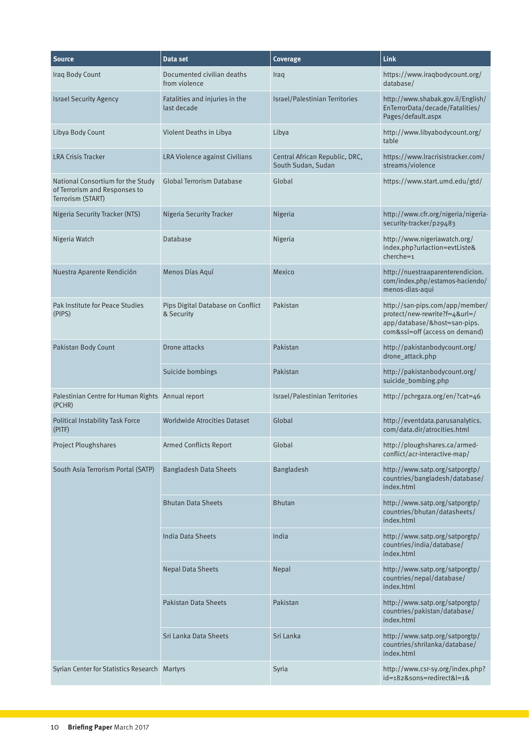| Source | Data set | Coverage | Link |
| --- | --- | --- | --- |
| Iraq Body Count | Documented civilian deaths from violence | Iraq | https://www.iraqbodycount.org/database/ |
| Israel Security Agency | Fatalities and injuries in the last decade | Israel/Palestinian Territories | http://www.shabak.gov.il/English/EnTerrorData/decade/Fatalities/Pages/default.aspx |
| Libya Body Count | Violent Deaths in Libya | Libya | http://www.libyabodycount.org/table |
| LRA Crisis Tracker | LRA Violence against Civilians | Central African Republic, DRC, South Sudan, Sudan | https://www.lracrisistracker.com/streams/violence |
| National Consortium for the Study of Terrorism and Responses to Terrorism (START) | Global Terrorism Database | Global | https://www.start.umd.edu/gtd/ |
| Nigeria Security Tracker (NTS) | Nigeria Security Tracker | Nigeria | http://www.cfr.org/nigeria/nigeria-security-tracker/p29483 |
| Nigeria Watch | Database | Nigeria | http://www.nigeriawatch.org/index.php?urlaction=evtListe&cherche=1 |
| Nuestra Aparente Rendición | Menos Días Aquí | Mexico | http://nuestraaparenterendicion.com/index.php/estamos-haciendo/menos-dias-aqui |
| Pak Institute for Peace Studies (PIPS) | Pips Digital Database on Conflict & Security | Pakistan | http://san-pips.com/app/member/protect/new-rewrite?f=4&url=/app/database/&host=san-pips.com&ssl=off (access on demand) |
| Pakistan Body Count | Drone attacks | Pakistan | http://pakistanbodycount.org/drone_attack.php |
| | Suicide bombings | Pakistan | http://pakistanbodycount.org/suicide_bombing.php |
| Palestinian Centre for Human Rights (PCHR) | Annual report | Israel/Palestinian Territories | http://pchrgaza.org/en/?cat=46 |
| Political Instability Task Force (PITF) | Worldwide Atrocities Dataset | Global | http://eventdata.parusanalytics.com/data.dir/atrocities.html |
| Project Ploughshares | Armed Conflicts Report | Global | http://ploughshares.ca/armed-conflict/acr-interactive-map/ |
| South Asia Terrorism Portal (SATP) | Bangladesh Data Sheets | Bangladesh | http://www.satp.org/satporgtp/countries/bangladesh/database/index.html |
| | Bhutan Data Sheets | Bhutan | http://www.satp.org/satporgtp/countries/bhutan/datasheets/index.html |
| | India Data Sheets | India | http://www.satp.org/satporgtp/countries/india/database/index.html |
| | Nepal Data Sheets | Nepal | http://www.satp.org/satporgtp/countries/nepal/database/index.html |
| | Pakistan Data Sheets | Pakistan | http://www.satp.org/satporgtp/countries/pakistan/database/index.html |
| | Sri Lanka Data Sheets | Sri Lanka | http://www.satp.org/satporgtp/countries/shrilanka/database/index.html |
| Syrian Center for Statistics Research | Martyrs | Syria | http://www.csr-sy.org/index.php?id=182&sons=redirect&l=1& |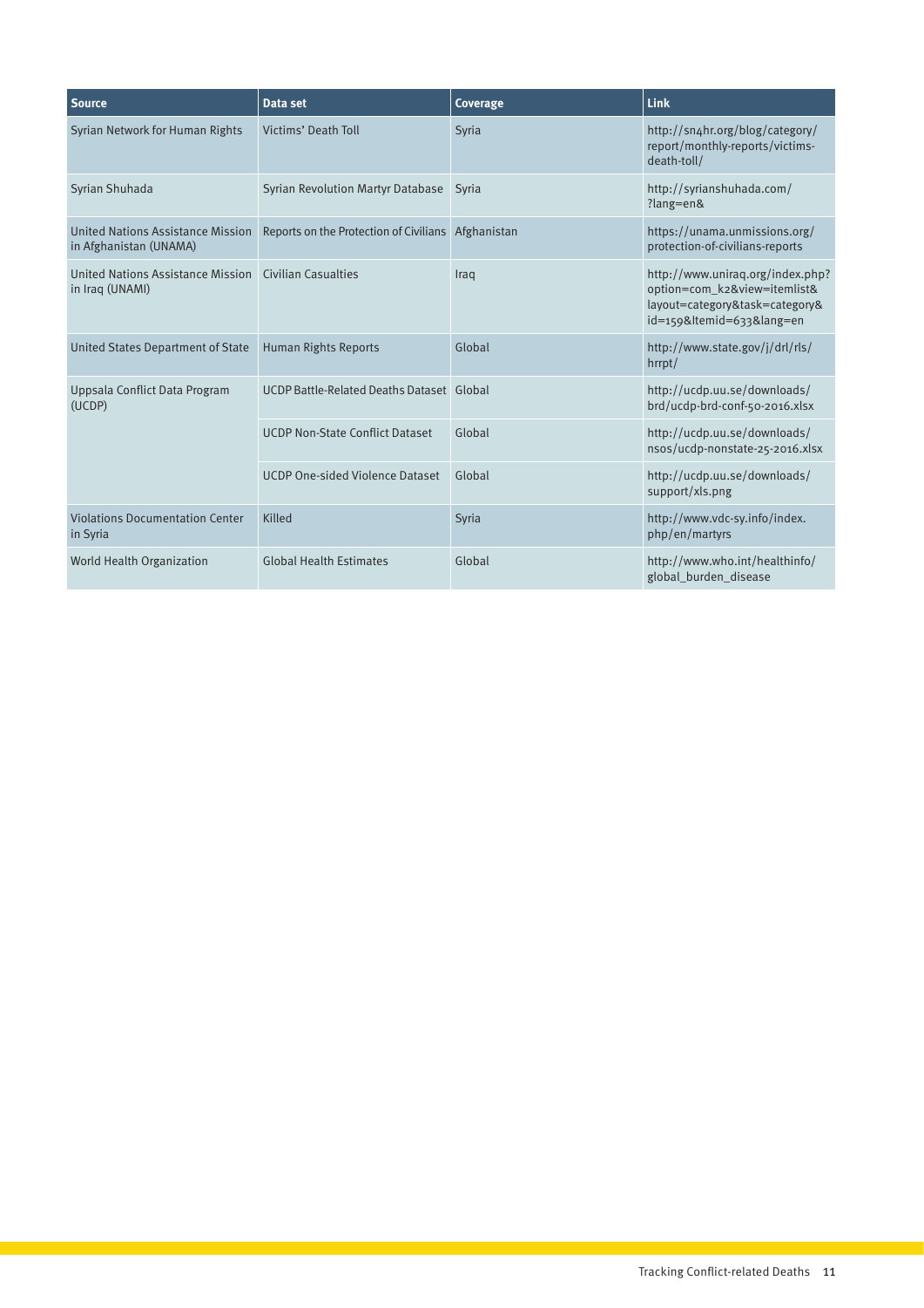| Source | Data set | Coverage | Link |
| --- | --- | --- | --- |
| Syrian Network for Human Rights | Victims' Death Toll | Syria | http://sn4hr.org/blog/category/report/monthly-reports/victims-death-toll/ |
| Syrian Shuhada | Syrian Revolution Martyr Database | Syria | http://syrianshuhada.com/?lang=en& |
| United Nations Assistance Mission in Afghanistan (UNAMA) | Reports on the Protection of Civilians | Afghanistan | https://unama.unmissions.org/protection-of-civilians-reports |
| United Nations Assistance Mission in Iraq (UNAMI) | Civilian Casualties | Iraq | http://www.uniraq.org/index.php?option=com_k2&view=itemlist&layout=category&task=category&id=159&Itemid=633&lang=en |
| United States Department of State | Human Rights Reports | Global | http://www.state.gov/j/drl/rls/hrrpt/ |
| Uppsala Conflict Data Program (UCDP) | UCDP Battle-Related Deaths Dataset | Global | http://ucdp.uu.se/downloads/brd/ucdp-brd-conf-50-2016.xlsx |
| | UCDP Non-State Conflict Dataset | Global | http://ucdp.uu.se/downloads/nsos/ucdp-nonstate-25-2016.xlsx |
| | UCDP One-sided Violence Dataset | Global | http://ucdp.uu.se/downloads/support/xls.png |
| Violations Documentation Center in Syria | Killed | Syria | http://www.vdc-sy.info/index.php/en/martyrs |
| World Health Organization | Global Health Estimates | Global | http://www.who.int/healthinfo/global_burden_disease |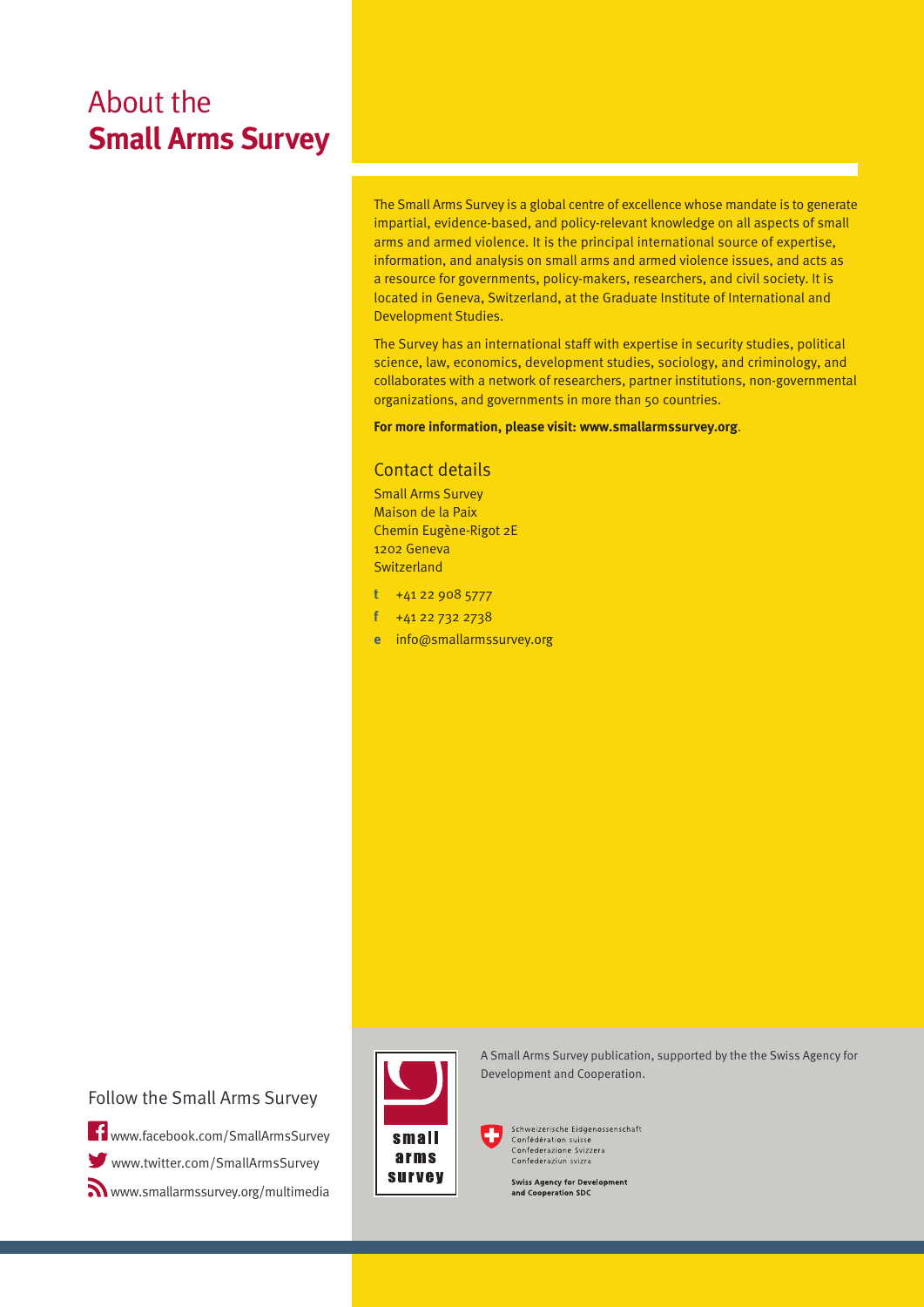# About the **Small Arms Survey**

The Small Arms Survey is a global centre of excellence whose mandate is to generate impartial, evidence-based, and policy-relevant knowledge on all aspects of small arms and armed violence. It is the principal international source of expertise, information, and analysis on small arms and armed violence issues, and acts as a resource for governments, policy-makers, researchers, and civil society. It is located in Geneva, Switzerland, at the Graduate Institute of International and Development Studies.

The Survey has an international staff with expertise in security studies, political science, law, economics, development studies, sociology, and criminology, and collaborates with a network of researchers, partner institutions, non-governmental organizations, and governments in more than 50 countries.

**For more information, please visit: www.smallarmssurvey.org**.

## Contact details

Small Arms Survey
Maison de la Paix
Chemin Eugène-Rigot 2E
1202 Geneva
Switzerland

**t** +41 22 908 5777
**f** +41 22 732 2738
**e** info@smallarmssurvey.org

## Follow the Small Arms Survey

www.facebook.com/SmallArmsSurvey
www.twitter.com/SmallArmsSurvey
www.smallarmssurvey.org/multimedia

small arms survey

A Small Arms Survey publication, supported by the the Swiss Agency for Development and Cooperation.

Schweizerische Eidgenossenschaft
Confédération suisse
Confederazione Svizzera
Confederaziun svizra

**Swiss Agency for Development and Cooperation SDC**